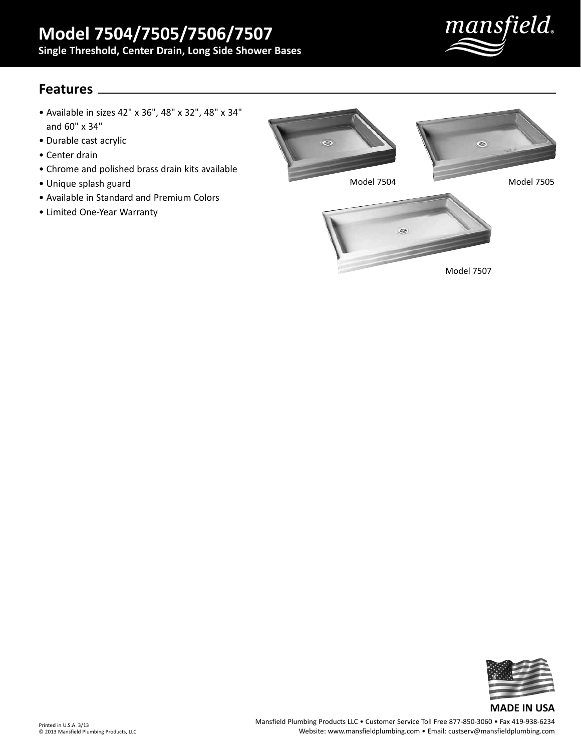# Model 7504/7505/7506/7507

**Single Threshold, Center Drain, Long Side Shower Bases**

## Features

- Available in sizes 42" x 36", 48" x 32", 48" x 34" and 60" x 34"
- Durable cast acrylic
- Center drain
- Chrome and polished brass drain kits available
- Unique splash guard
- Available in Standard and Premium Colors
- Limited One-Year Warranty

Model 7504

Model 7505

Model 7507

**MADE IN USA**

Printed in U.S.A. 3/13
© 2013 Mansfield Plumbing Products, LLC

Mansfield Plumbing Products LLC • Customer Service Toll Free 877-850-3060 • Fax 419-938-6234
Website: www.mansfieldplumbing.com • Email: custserv@mansfieldplumbing.com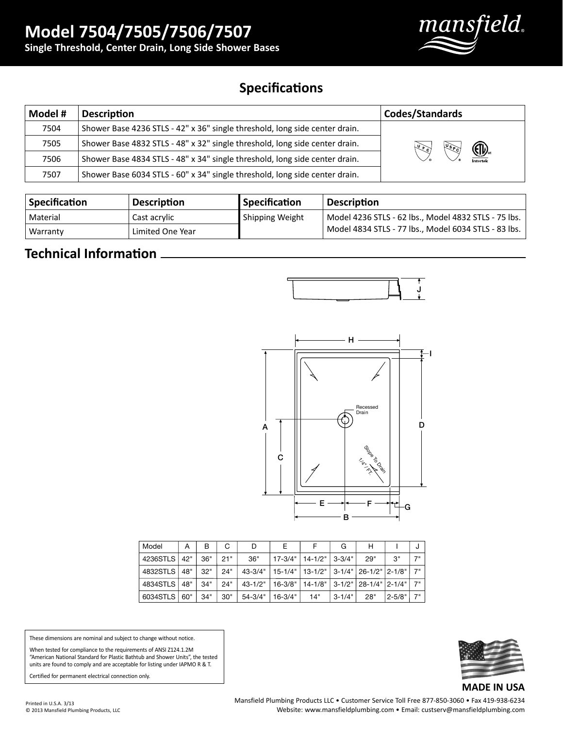# Model 7504/7505/7506/7507

**Single Threshold, Center Drain, Long Side Shower Bases**

mansfield

## Specifications

| Model # | Description | Codes/Standards |
|---|---|---|
| 7504 | Shower Base 4236 STLS - 42" x 36" single threshold, long side center drain. | |
| 7505 | Shower Base 4832 STLS - 48" x 32" single threshold, long side center drain. | |
| 7506 | Shower Base 4834 STLS - 48" x 34" single threshold, long side center drain. | |
| 7507 | Shower Base 6034 STLS - 60" x 34" single threshold, long side center drain. | |

| Specification | Description | Specification | Description |
|---|---|---|---|
| Material | Cast acrylic | Shipping Weight | Model 4236 STLS - 62 lbs., Model 4832 STLS - 75 lbs. Model 4834 STLS - 77 lbs., Model 6034 STLS - 83 lbs. |
| Warranty | Limited One Year | | |

## Technical Information

J

H

I

Recessed Drain

A

D

C

Slope To Drain 1/4" / FT.

E

F

G

B

| Model | A | B | C | D | E | F | G | H | I | J |
|---|---|---|---|---|---|---|---|---|---|---|
| 4236STLS | 42" | 36" | 21" | 36" | 17-3/4" | 14-1/2" | 3-3/4" | 29" | 3" | 7" |
| 4832STLS | 48" | 32" | 24" | 43-3/4" | 15-1/4" | 13-1/2" | 3-1/4" | 26-1/2" | 2-1/8" | 7" |
| 4834STLS | 48" | 34" | 24" | 43-1/2" | 16-3/8" | 14-1/8" | 3-1/2" | 28-1/4" | 2-1/4" | 7" |
| 6034STLS | 60" | 34" | 30" | 54-3/4" | 16-3/4" | 14" | 3-1/4" | 28" | 2-5/8" | 7" |

These dimensions are nominal and subject to change without notice.

When tested for compliance to the requirements of ANSI Z124.1.2M "American National Standard for Plastic Bathtub and Shower Units", the tested units are found to comply and are acceptable for listing under IAPMO R & T.

Certified for permanent electrical connection only.

**MADE IN USA**

Printed in U.S.A. 3/13
© 2013 Mansfield Plumbing Products, LLC

Mansfield Plumbing Products LLC • Customer Service Toll Free 877-850-3060 • Fax 419-938-6234
Website: www.mansfieldplumbing.com • Email: custserv@mansfieldplumbing.com